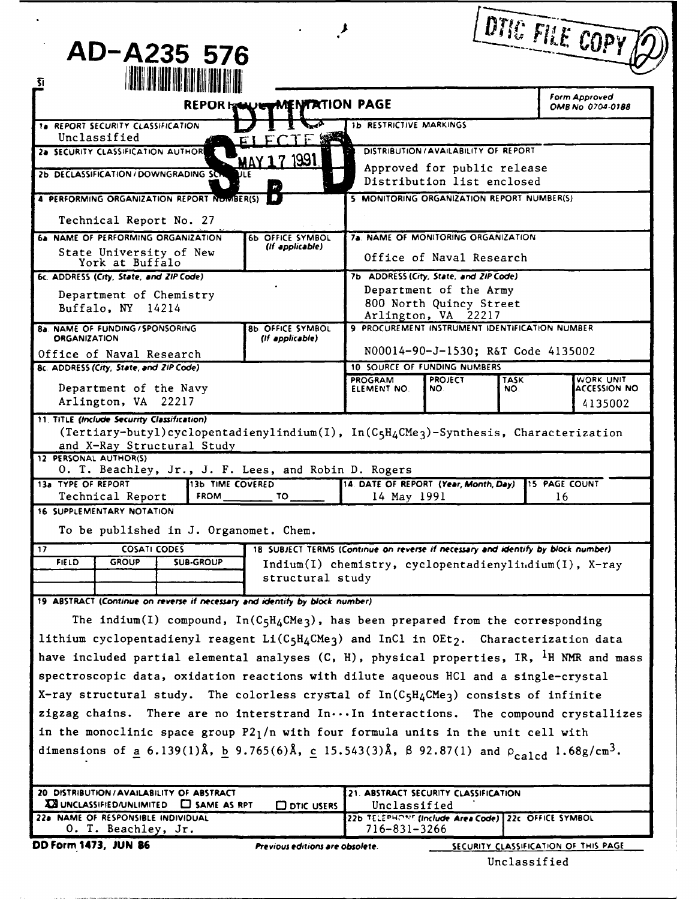AD-A235 576

DTIC FILE COPY

# REPORT DOCUMENTATION PAGE

Form Approved OMB No 0704-0188

DTIC ELECTE MAY 17 1991 S B D

| | |
|---|---|
| 1a REPORT SECURITY CLASSIFICATION<br>Unclassified | 1b RESTRICTIVE MARKINGS |
| 2a SECURITY CLASSIFICATION AUTHORITY | 3 DISTRIBUTION/AVAILABILITY OF REPORT<br>Approved for public release<br>Distribution list enclosed |
| 2b DECLASSIFICATION/DOWNGRADING SCHEDULE | |
| 4 PERFORMING ORGANIZATION REPORT NUMBER(S)<br>Technical Report No. 27 | 5 MONITORING ORGANIZATION REPORT NUMBER(S) |
| 6a NAME OF PERFORMING ORGANIZATION<br>State University of New York at Buffalo<br>6b OFFICE SYMBOL (If applicable) | 7a NAME OF MONITORING ORGANIZATION<br>Office of Naval Research |
| 6c ADDRESS (City, State, and ZIP Code)<br>Department of Chemistry<br>Buffalo, NY 14214 | 7b ADDRESS (City, State, and ZIP Code)<br>Department of the Army<br>800 North Quincy Street<br>Arlington, VA 22217 |
| 8a NAME OF FUNDING/SPONSORING ORGANIZATION<br>Office of Naval Research<br>8b OFFICE SYMBOL (If applicable) | 9 PROCUREMENT INSTRUMENT IDENTIFICATION NUMBER<br>N00014-90-J-1530; R&T Code 4135002 |
| 8c ADDRESS (City, State, and ZIP Code)<br>Department of the Navy<br>Arlington, VA 22217 | 10 SOURCE OF FUNDING NUMBERS<br>PROGRAM ELEMENT NO / PROJECT NO / TASK NO / WORK UNIT ACCESSION NO: 4135002 |

11 TITLE (Include Security Classification)
(Tertiary-butyl)cyclopentadienylindium(I), $In(C_5H_4CMe_3)$-Synthesis, Characterization and X-Ray Structural Study

12 PERSONAL AUTHOR(S)
O. T. Beachley, Jr., J. F. Lees, and Robin D. Rogers

| 13a TYPE OF REPORT | 13b TIME COVERED | 14 DATE OF REPORT (Year, Month, Day) | 15 PAGE COUNT |
|---|---|---|---|
| Technical Report | FROM ____ TO ____ | 14 May 1991 | 16 |

16 SUPPLEMENTARY NOTATION
To be published in J. Organomet. Chem.

| 17 COSATI CODES | | | 18 SUBJECT TERMS (Continue on reverse if necessary and identify by block number) |
|---|---|---|---|
| FIELD | GROUP | SUB-GROUP | Indium(I) chemistry, cyclopentadienylindium(I), X-ray structural study |

19 ABSTRACT (Continue on reverse if necessary and identify by block number)

The indium(I) compound, $In(C_5H_4CMe_3)$, has been prepared from the corresponding lithium cyclopentadienyl reagent $Li(C_5H_4CMe_3)$ and InCl in $OEt_2$. Characterization data have included partial elemental analyses (C, H), physical properties, IR, $^1H$ NMR and mass spectroscopic data, oxidation reactions with dilute aqueous HCl and a single-crystal X-ray structural study. The colorless crystal of $In(C_5H_4CMe_3)$ consists of infinite zigzag chains. There are no interstrand In···In interactions. The compound crystallizes in the monoclinic space group $P2_1/n$ with four formula units in the unit cell with dimensions of a 6.139(1)Å, b 9.765(6)Å, c 15.543(3)Å, β 92.87(1) and $\rho_{calcd}$ 1.68g/cm$^3$.

| | |
|---|---|
| 20 DISTRIBUTION/AVAILABILITY OF ABSTRACT<br>☒ UNCLASSIFIED/UNLIMITED ☐ SAME AS RPT ☐ DTIC USERS | 21 ABSTRACT SECURITY CLASSIFICATION<br>Unclassified |
| 22a NAME OF RESPONSIBLE INDIVIDUAL<br>O. T. Beachley, Jr. | 22b TELEPHONE (Include Area Code) 716-831-3266 / 22c OFFICE SYMBOL |

DD Form 1473, JUN 86 — Previous editions are obsolete. — SECURITY CLASSIFICATION OF THIS PAGE: Unclassified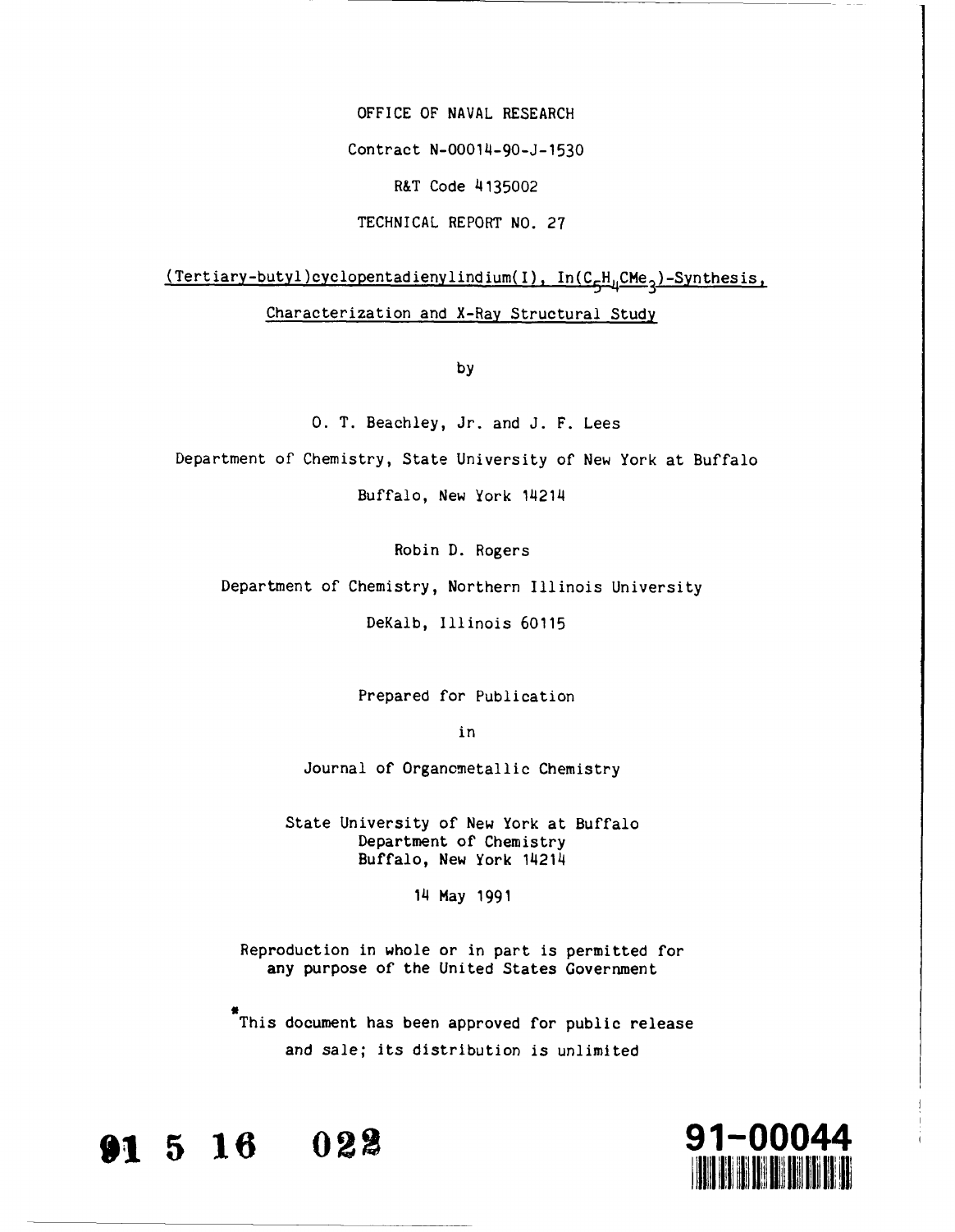OFFICE OF NAVAL RESEARCH

Contract N-00014-90-J-1530

R&T Code 4135002

TECHNICAL REPORT NO. 27

# (Tertiary-butyl)cyclopentadienylindium(I), $In(C_5H_4CMe_3)$-Synthesis, Characterization and X-Ray Structural Study

by

O. T. Beachley, Jr. and J. F. Lees

Department of Chemistry, State University of New York at Buffalo

Buffalo, New York 14214

Robin D. Rogers

Department of Chemistry, Northern Illinois University

DeKalb, Illinois 60115

Prepared for Publication

in

Journal of Organometallic Chemistry

State University of New York at Buffalo
Department of Chemistry
Buffalo, New York 14214

14 May 1991

Reproduction in whole or in part is permitted for any purpose of the United States Government

*This document has been approved for public release and sale; its distribution is unlimited

91 5 16 022

91-00044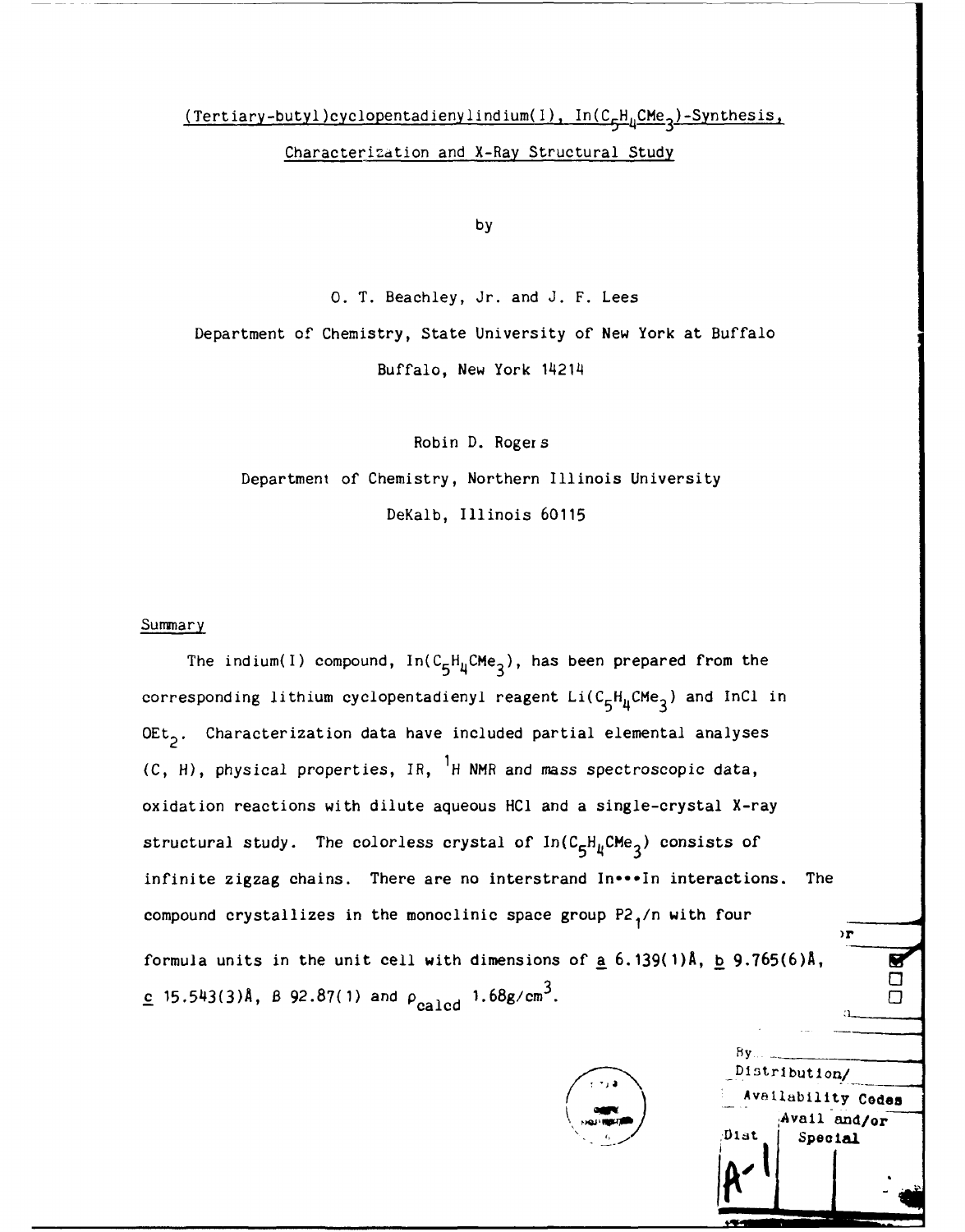# (Tertiary-butyl)cyclopentadienylindium(I), $In(C_5H_4CMe_3)$-Synthesis, Characterization and X-Ray Structural Study

by

O. T. Beachley, Jr. and J. F. Lees

Department of Chemistry, State University of New York at Buffalo

Buffalo, New York 14214

Robin D. Rogers

Department of Chemistry, Northern Illinois University

DeKalb, Illinois 60115

## Summary

The indium(I) compound, $In(C_5H_4CMe_3)$, has been prepared from the corresponding lithium cyclopentadienyl reagent $Li(C_5H_4CMe_3)$ and InCl in $OEt_2$. Characterization data have included partial elemental analyses (C, H), physical properties, IR, $^1H$ NMR and mass spectroscopic data, oxidation reactions with dilute aqueous HCl and a single-crystal X-ray structural study. The colorless crystal of $In(C_5H_4CMe_3)$ consists of infinite zigzag chains. There are no interstrand In•••In interactions. The compound crystallizes in the monoclinic space group $P2_1/n$ with four formula units in the unit cell with dimensions of $a$ 6.139(1)Å, $b$ 9.765(6)Å, $c$ 15.543(3)Å, $\beta$ 92.87(1) and $\rho_{calcd}$ 1.68g/cm$^3$.

By
Distribution/
Availability Codes
Dist | Avail and/or Special
A-1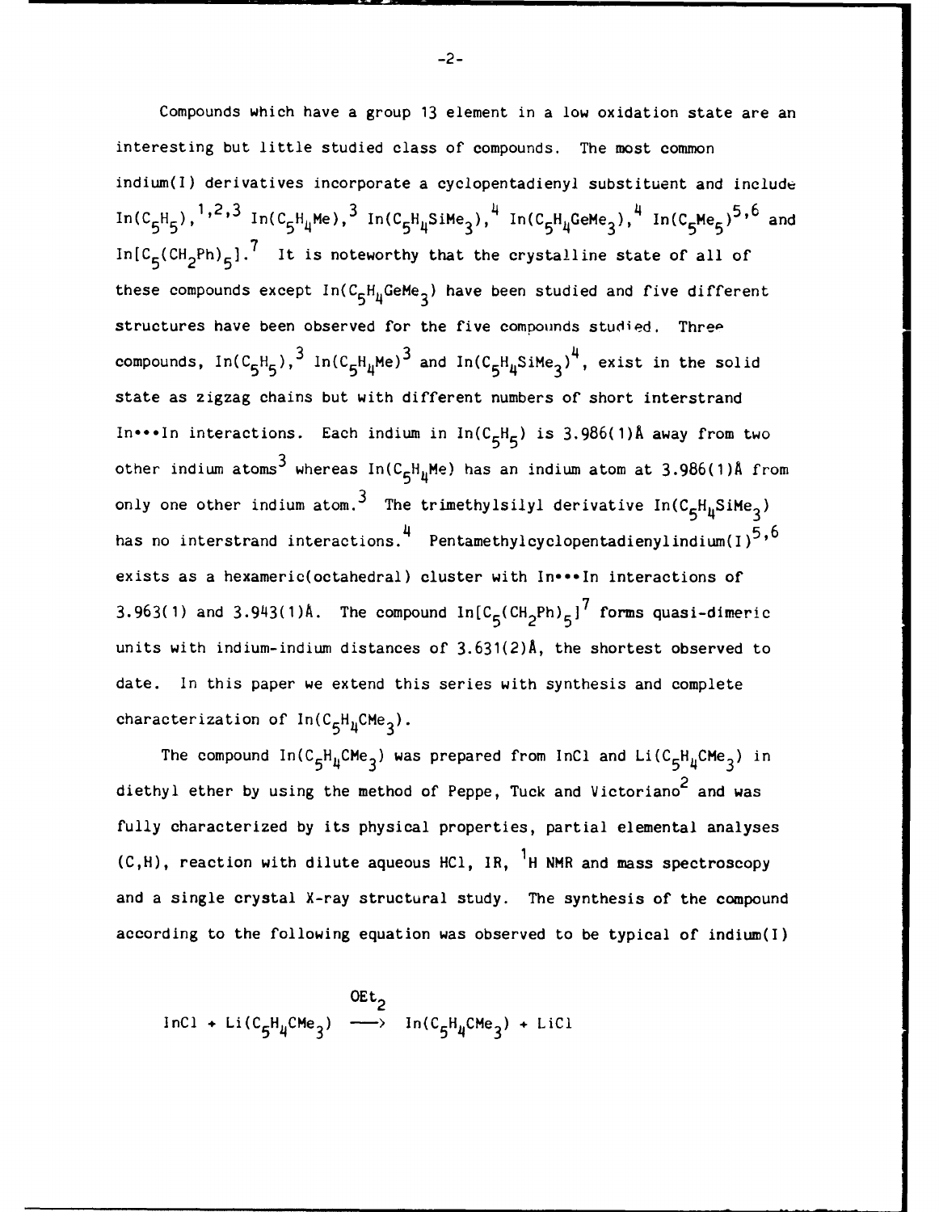Compounds which have a group 13 element in a low oxidation state are an interesting but little studied class of compounds. The most common indium(I) derivatives incorporate a cyclopentadienyl substituent and include $In(C_5H_5)$,[1,2,3] $In(C_5H_4Me)$,[3] $In(C_5H_4SiMe_3)$,[4] $In(C_5H_4GeMe_3)$,[4] $In(C_5Me_5)$[5,6] and $In[C_5(CH_2Ph)_5]$.[7] It is noteworthy that the crystalline state of all of these compounds except $In(C_5H_4GeMe_3)$ have been studied and five different structures have been observed for the five compounds studied. Three compounds, $In(C_5H_5)$,[3] $In(C_5H_4Me)$[3] and $In(C_5H_4SiMe_3)$[4], exist in the solid state as zigzag chains but with different numbers of short interstrand In•••In interactions. Each indium in $In(C_5H_5)$ is 3.986(1)Å away from two other indium atoms[3] whereas $In(C_5H_4Me)$ has an indium atom at 3.986(1)Å from only one other indium atom.[3] The trimethylsilyl derivative $In(C_5H_4SiMe_3)$ has no interstrand interactions.[4] Pentamethylcyclopentadienylindium(I)[5,6] exists as a hexameric(octahedral) cluster with In•••In interactions of 3.963(1) and 3.943(1)Å. The compound $In[C_5(CH_2Ph)_5]$[7] forms quasi-dimeric units with indium-indium distances of 3.631(2)Å, the shortest observed to date. In this paper we extend this series with synthesis and complete characterization of $In(C_5H_4CMe_3)$.

The compound $In(C_5H_4CMe_3)$ was prepared from InCl and $Li(C_5H_4CMe_3)$ in diethyl ether by using the method of Peppe, Tuck and Victoriano[2] and was fully characterized by its physical properties, partial elemental analyses (C,H), reaction with dilute aqueous HCl, IR, $^1H$ NMR and mass spectroscopy and a single crystal X-ray structural study. The synthesis of the compound according to the following equation was observed to be typical of indium(I)

$$InCl + Li(C_5H_4CMe_3) \xrightarrow{OEt_2} In(C_5H_4CMe_3) + LiCl$$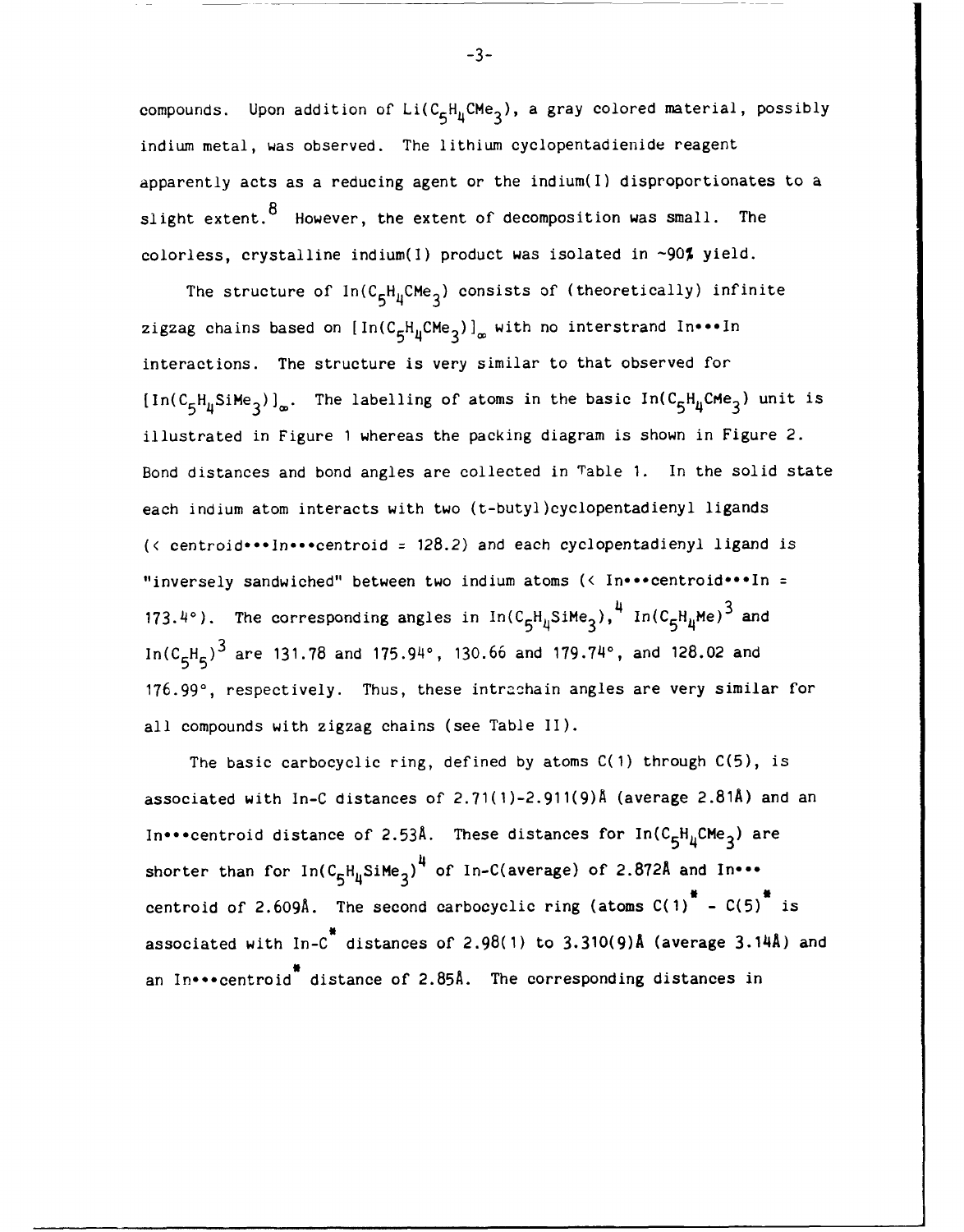compounds. Upon addition of $Li(C_5H_4CMe_3)$, a gray colored material, possibly indium metal, was observed. The lithium cyclopentadienide reagent apparently acts as a reducing agent or the indium(I) disproportionates to a slight extent.[8] However, the extent of decomposition was small. The colorless, crystalline indium(I) product was isolated in ~90% yield.

The structure of $In(C_5H_4CMe_3)$ consists of (theoretically) infinite zigzag chains based on $[In(C_5H_4CMe_3)]_\infty$ with no interstrand In•••In interactions. The structure is very similar to that observed for $[In(C_5H_4SiMe_3)]_\infty$. The labelling of atoms in the basic $In(C_5H_4CMe_3)$ unit is illustrated in Figure 1 whereas the packing diagram is shown in Figure 2. Bond distances and bond angles are collected in Table 1. In the solid state each indium atom interacts with two (t-butyl)cyclopentadienyl ligands (< centroid•••In•••centroid = 128.2) and each cyclopentadienyl ligand is "inversely sandwiched" between two indium atoms (< In•••centroid•••In = 173.4°). The corresponding angles in $In(C_5H_4SiMe_3)$,[4] $In(C_5H_4Me)$[3] and $In(C_5H_5)$[3] are 131.78 and 175.94°, 130.66 and 179.74°, and 128.02 and 176.99°, respectively. Thus, these intrachain angles are very similar for all compounds with zigzag chains (see Table II).

The basic carbocyclic ring, defined by atoms C(1) through C(5), is associated with In-C distances of 2.71(1)-2.911(9)Å (average 2.81Å) and an In•••centroid distance of 2.53Å. These distances for $In(C_5H_4CMe_3)$ are shorter than for $In(C_5H_4SiMe_3)$[4] of In-C(average) of 2.872Å and In••• centroid of 2.609Å. The second carbocyclic ring (atoms $C(1)^*$ - $C(5)^*$ is associated with In-$C^*$ distances of 2.98(1) to 3.310(9)Å (average 3.14Å) and an In•••$centroid^*$ distance of 2.85Å. The corresponding distances in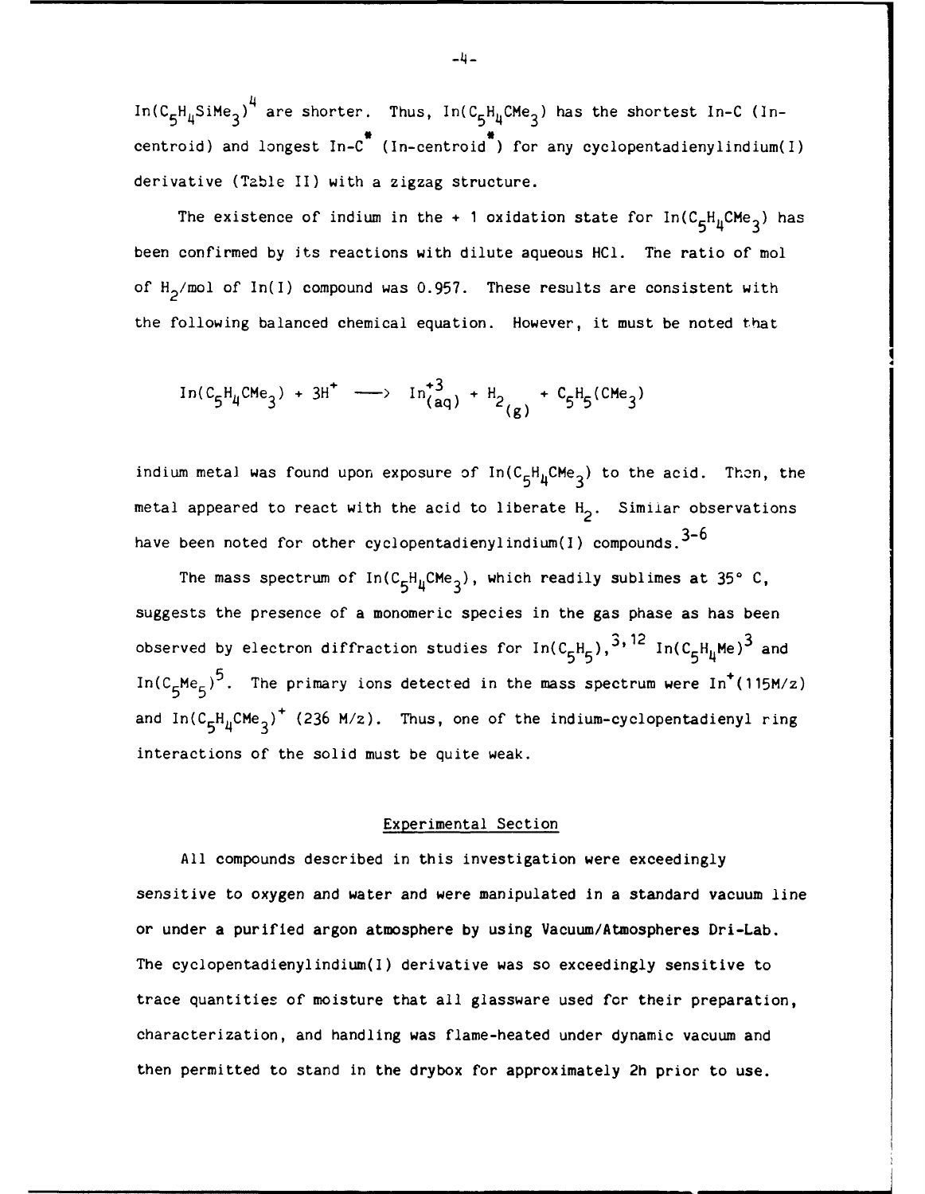$In(C_5H_4SiMe_3)$[4] are shorter. Thus, $In(C_5H_4CMe_3)$ has the shortest In-C (In-centroid) and longest In-C* (In-centroid*) for any cyclopentadienylindium(I) derivative (Table II) with a zigzag structure.

The existence of indium in the + 1 oxidation state for $In(C_5H_4CMe_3)$ has been confirmed by its reactions with dilute aqueous HCl. The ratio of mol of $H_2$/mol of In(I) compound was 0.957. These results are consistent with the following balanced chemical equation. However, it must be noted that

$$In(C_5H_4CMe_3) + 3H^+ \longrightarrow In^{+3}_{(aq)} + H_{2(g)} + C_5H_5(CMe_3)$$

indium metal was found upon exposure of $In(C_5H_4CMe_3)$ to the acid. Then, the metal appeared to react with the acid to liberate $H_2$. Similar observations have been noted for other cyclopentadienylindium(I) compounds.[3-6]

The mass spectrum of $In(C_5H_4CMe_3)$, which readily sublimes at 35° C, suggests the presence of a monomeric species in the gas phase as has been observed by electron diffraction studies for $In(C_5H_5)$,[3,12] $In(C_5H_4Me)$[3] and $In(C_5Me_5)$[5]. The primary ions detected in the mass spectrum were $In^+$(115M/z) and $In(C_5H_4CMe_3)^+$ (236 M/z). Thus, one of the indium-cyclopentadienyl ring interactions of the solid must be quite weak.

## Experimental Section

All compounds described in this investigation were exceedingly sensitive to oxygen and water and were manipulated in a standard vacuum line or under a purified argon atmosphere by using Vacuum/Atmospheres Dri-Lab. The cyclopentadienylindium(I) derivative was so exceedingly sensitive to trace quantities of moisture that all glassware used for their preparation, characterization, and handling was flame-heated under dynamic vacuum and then permitted to stand in the drybox for approximately 2h prior to use.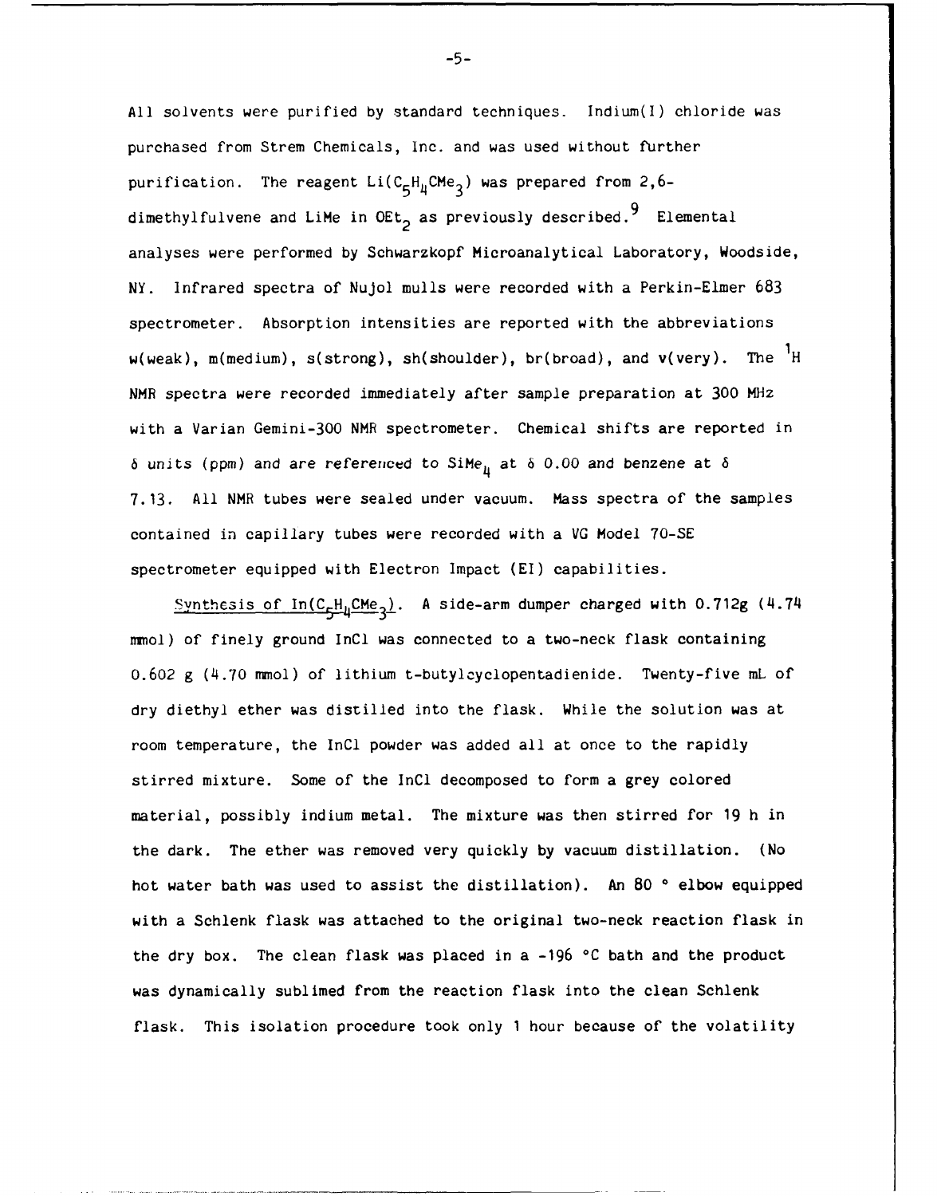All solvents were purified by standard techniques. Indium(I) chloride was purchased from Strem Chemicals, Inc. and was used without further purification. The reagent $Li(C_5H_4CMe_3)$ was prepared from 2,6-dimethylfulvene and LiMe in $OEt_2$ as previously described.[9] Elemental analyses were performed by Schwarzkopf Microanalytical Laboratory, Woodside, NY. Infrared spectra of Nujol mulls were recorded with a Perkin-Elmer 683 spectrometer. Absorption intensities are reported with the abbreviations w(weak), m(medium), s(strong), sh(shoulder), br(broad), and v(very). The $^1H$ NMR spectra were recorded immediately after sample preparation at 300 MHz with a Varian Gemini-300 NMR spectrometer. Chemical shifts are reported in $\delta$ units (ppm) and are referenced to $SiMe_4$ at $\delta$ 0.00 and benzene at $\delta$ 7.13. All NMR tubes were sealed under vacuum. Mass spectra of the samples contained in capillary tubes were recorded with a VG Model 70-SE spectrometer equipped with Electron Impact (EI) capabilities.

Synthesis of $In(C_5H_4CMe_3)$. A side-arm dumper charged with 0.712g (4.74 mmol) of finely ground InCl was connected to a two-neck flask containing 0.602 g (4.70 mmol) of lithium t-butylcyclopentadienide. Twenty-five mL of dry diethyl ether was distilled into the flask. While the solution was at room temperature, the InCl powder was added all at once to the rapidly stirred mixture. Some of the InCl decomposed to form a grey colored material, possibly indium metal. The mixture was then stirred for 19 h in the dark. The ether was removed very quickly by vacuum distillation. (No hot water bath was used to assist the distillation). An 80 ° elbow equipped with a Schlenk flask was attached to the original two-neck reaction flask in the dry box. The clean flask was placed in a -196 °C bath and the product was dynamically sublimed from the reaction flask into the clean Schlenk flask. This isolation procedure took only 1 hour because of the volatility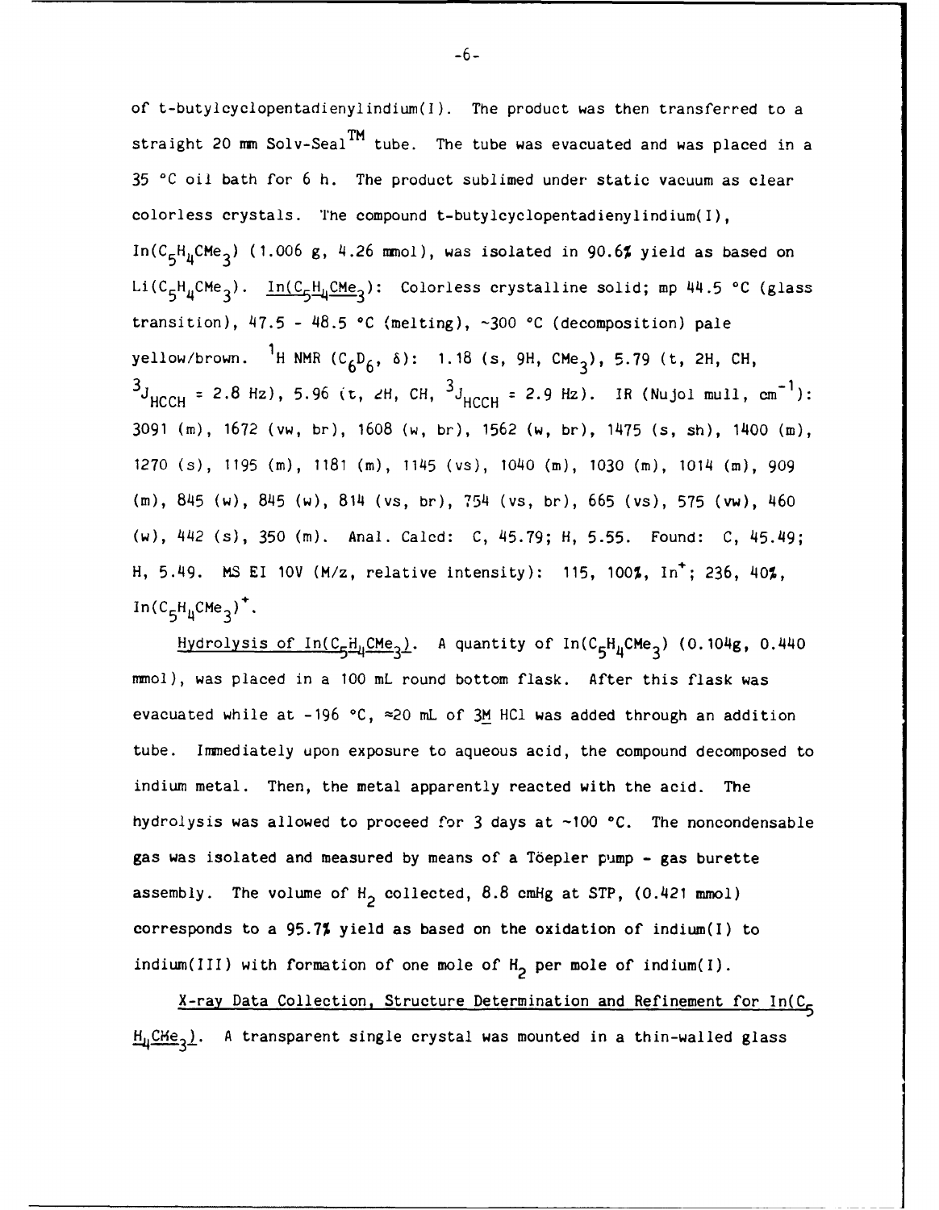of t-butylcyclopentadienylindium(I). The product was then transferred to a straight 20 mm Solv-Seal$^{TM}$ tube. The tube was evacuated and was placed in a 35 °C oil bath for 6 h. The product sublimed under static vacuum as clear colorless crystals. The compound t-butylcyclopentadienylindium(I), $In(C_5H_4CMe_3)$ (1.006 g, 4.26 mmol), was isolated in 90.6% yield as based on $Li(C_5H_4CMe_3)$. <u>$In(C_5H_4CMe_3)$</u>: Colorless crystalline solid; mp 44.5 °C (glass transition), 47.5 - 48.5 °C (melting), ~300 °C (decomposition) pale yellow/brown. $^1H$ NMR ($C_6D_6$, δ): 1.18 (s, 9H, $CMe_3$), 5.79 (t, 2H, CH, $^3J_{HCCH}$ = 2.8 Hz), 5.96 (t, 2H, CH, $^3J_{HCCH}$ = 2.9 Hz). IR (Nujol mull, $cm^{-1}$): 3091 (m), 1672 (vw, br), 1608 (w, br), 1562 (w, br), 1475 (s, sh), 1400 (m), 1270 (s), 1195 (m), 1181 (m), 1145 (vs), 1040 (m), 1030 (m), 1014 (m), 909 (m), 845 (w), 845 (w), 814 (vs, br), 754 (vs, br), 665 (vs), 575 (vw), 460 (w), 442 (s), 350 (m). Anal. Calcd: C, 45.79; H, 5.55. Found: C, 45.49; H, 5.49. MS EI 10V (M/z, relative intensity): 115, 100%, $In^+$; 236, 40%, $In(C_5H_4CMe_3)^+$.

<u>Hydrolysis of $In(C_5H_4CMe_3)$</u>. A quantity of $In(C_5H_4CMe_3)$ (0.104g, 0.440 mmol), was placed in a 100 mL round bottom flask. After this flask was evacuated while at -196 °C, ≈20 mL of 3<u>M</u> HCl was added through an addition tube. Immediately upon exposure to aqueous acid, the compound decomposed to indium metal. Then, the metal apparently reacted with the acid. The hydrolysis was allowed to proceed for 3 days at ~100 °C. The noncondensable gas was isolated and measured by means of a Töepler pump - gas burette assembly. The volume of $H_2$ collected, 8.8 cmHg at STP, (0.421 mmol) corresponds to a 95.7% yield as based on the oxidation of indium(I) to indium(III) with formation of one mole of $H_2$ per mole of indium(I).

<u>X-ray Data Collection, Structure Determination and Refinement for $In(C_5H_4CMe_3)$</u>. A transparent single crystal was mounted in a thin-walled glass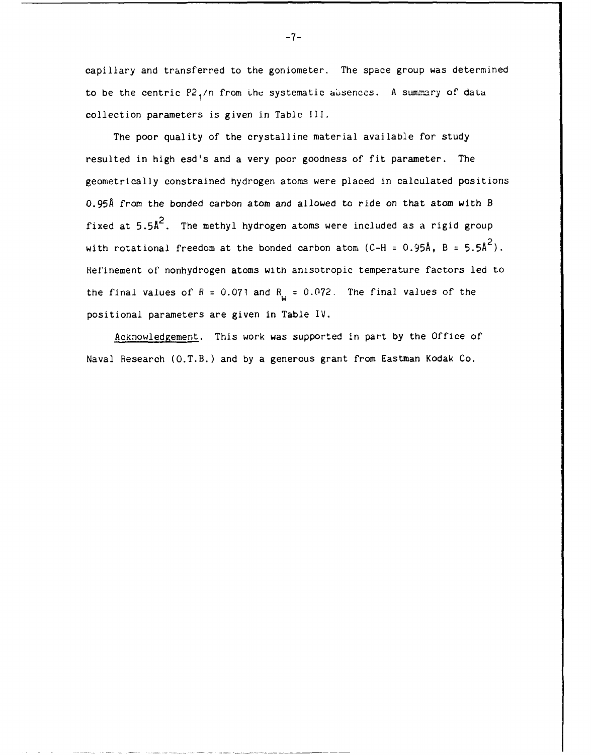capillary and transferred to the goniometer. The space group was determined to be the centric $P2_1/n$ from the systematic absences. A summary of data collection parameters is given in Table III.

The poor quality of the crystalline material available for study resulted in high esd's and a very poor goodness of fit parameter. The geometrically constrained hydrogen atoms were placed in calculated positions 0.95Å from the bonded carbon atom and allowed to ride on that atom with B fixed at $5.5Å^2$. The methyl hydrogen atoms were included as a rigid group with rotational freedom at the bonded carbon atom (C-H = 0.95Å, B = $5.5Å^2$). Refinement of nonhydrogen atoms with anisotropic temperature factors led to the final values of $R = 0.071$ and $R_w = 0.072$. The final values of the positional parameters are given in Table IV.

Acknowledgement. This work was supported in part by the Office of Naval Research (O.T.B.) and by a generous grant from Eastman Kodak Co.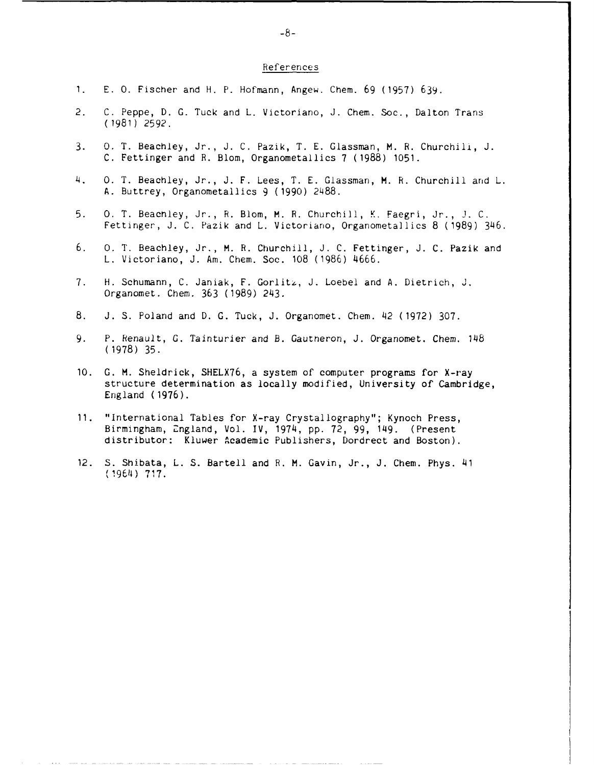## References

1. E. O. Fischer and H. P. Hofmann, Angew. Chem. 69 (1957) 639.

2. C. Peppe, D. G. Tuck and L. Victoriano, J. Chem. Soc., Dalton Trans (1981) 2592.

3. O. T. Beachley, Jr., J. C. Pazik, T. E. Glassman, M. R. Churchill, J. C. Fettinger and R. Blom, Organometallics 7 (1988) 1051.

4. O. T. Beachley, Jr., J. F. Lees, T. E. Glassman, M. R. Churchill and L. A. Buttrey, Organometallics 9 (1990) 2488.

5. O. T. Beachley, Jr., R. Blom, M. R. Churchill, K. Faegri, Jr., J. C. Fettinger, J. C. Pazik and L. Victoriano, Organometallics 8 (1989) 346.

6. O. T. Beachley, Jr., M. R. Churchill, J. C. Fettinger, J. C. Pazik and L. Victoriano, J. Am. Chem. Soc. 108 (1986) 4666.

7. H. Schumann, C. Janiak, F. Gorlitz, J. Loebel and A. Dietrich, J. Organomet. Chem. 363 (1989) 243.

8. J. S. Poland and D. G. Tuck, J. Organomet. Chem. 42 (1972) 307.

9. P. Renault, G. Tainturier and B. Gautheron, J. Organomet. Chem. 148 (1978) 35.

10. G. M. Sheldrick, SHELX76, a system of computer programs for X-ray structure determination as locally modified, University of Cambridge, England (1976).

11. "International Tables for X-ray Crystallography"; Kynoch Press, Birmingham, England, Vol. IV, 1974, pp. 72, 99, 149. (Present distributor: Kluwer Academic Publishers, Dordrect and Boston).

12. S. Shibata, L. S. Bartell and R. M. Gavin, Jr., J. Chem. Phys. 41 (1964) 717.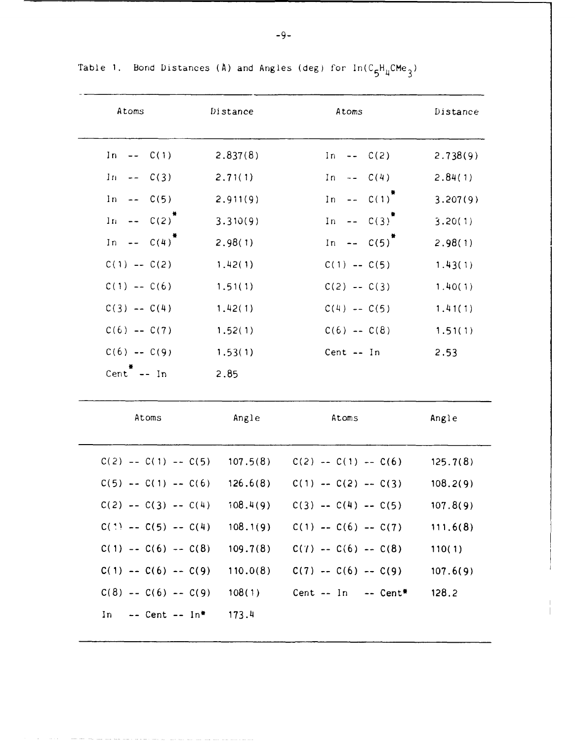Table 1. Bond Distances (Å) and Angles (deg) for $In(C_5H_4CMe_3)$

| Atoms | Distance | Atoms | Distance |
|---|---|---|---|
| In -- C(1) | 2.837(8) | In -- C(2) | 2.738(9) |
| In -- C(3) | 2.71(1) | In -- C(4) | 2.84(1) |
| In -- C(5) | 2.911(9) | In -- C(1)* | 3.207(9) |
| In -- C(2)* | 3.310(9) | In -- C(3)* | 3.20(1) |
| In -- C(4)* | 2.98(1) | In -- C(5)* | 2.98(1) |
| C(1) -- C(2) | 1.42(1) | C(1) -- C(5) | 1.43(1) |
| C(1) -- C(6) | 1.51(1) | C(2) -- C(3) | 1.40(1) |
| C(3) -- C(4) | 1.42(1) | C(4) -- C(5) | 1.41(1) |
| C(6) -- C(7) | 1.52(1) | C(6) -- C(8) | 1.51(1) |
| C(6) -- C(9) | 1.53(1) | Cent -- In | 2.53 |
| Cent* -- In | 2.85 | | |

| Atoms | Angle | Atoms | Angle |
|---|---|---|---|
| C(2) -- C(1) -- C(5) | 107.5(8) | C(2) -- C(1) -- C(6) | 125.7(8) |
| C(5) -- C(1) -- C(6) | 126.6(8) | C(1) -- C(2) -- C(3) | 108.2(9) |
| C(2) -- C(3) -- C(4) | 108.4(9) | C(3) -- C(4) -- C(5) | 107.8(9) |
| C(1) -- C(5) -- C(4) | 108.1(9) | C(1) -- C(6) -- C(7) | 111.6(8) |
| C(1) -- C(6) -- C(8) | 109.7(8) | C(7) -- C(6) -- C(8) | 110(1) |
| C(1) -- C(6) -- C(9) | 110.0(8) | C(7) -- C(6) -- C(9) | 107.6(9) |
| C(8) -- C(6) -- C(9) | 108(1) | Cent -- In -- Cent* | 128.2 |
| In -- Cent -- In* | 173.4 | | |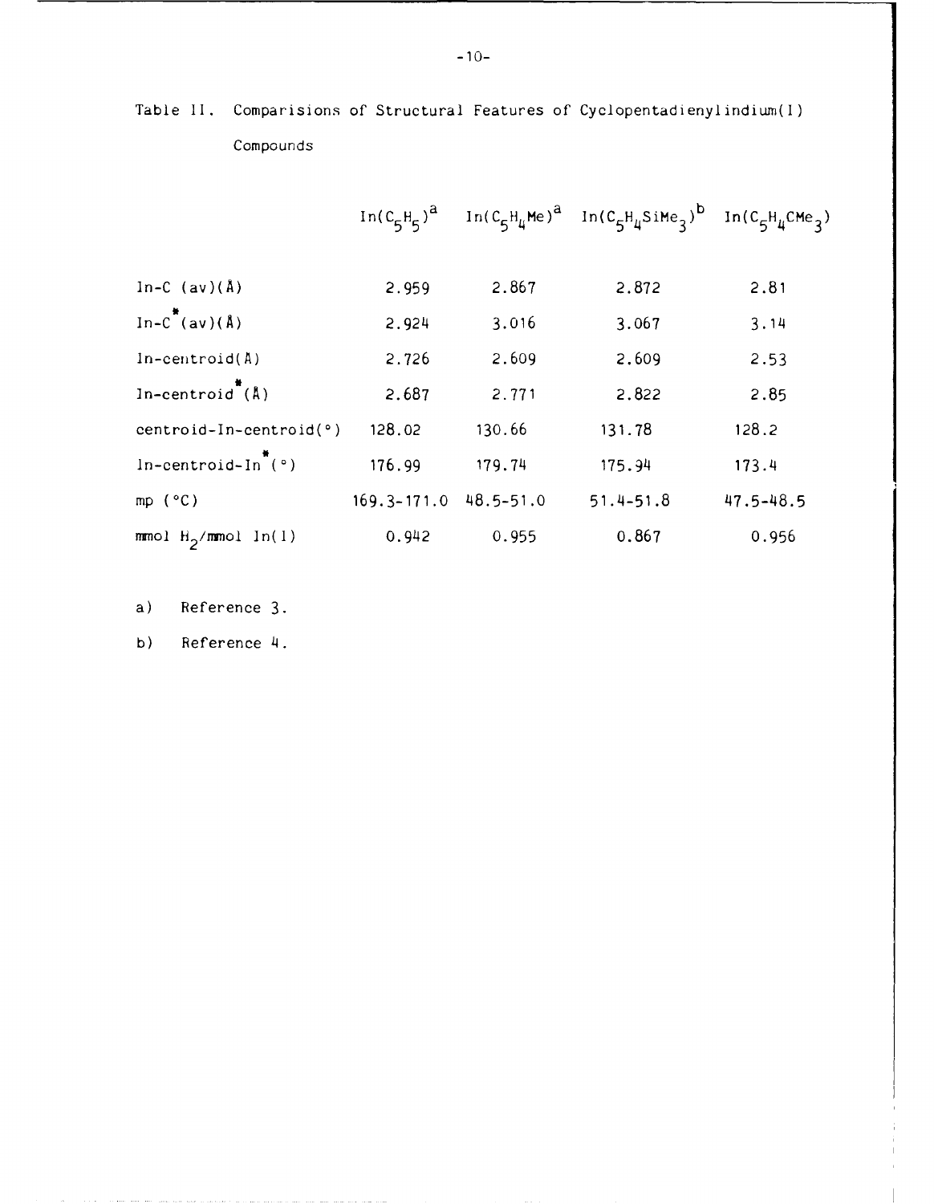Table II. Comparisions of Structural Features of Cyclopentadienylindium(I) Compounds

| | $In(C_5H_5)$[a] | $In(C_5H_4Me)$[a] | $In(C_5H_4SiMe_3)$[b] | $In(C_5H_4CMe_3)$ |
|---|---|---|---|---|
| In-C (av)(Å) | 2.959 | 2.867 | 2.872 | 2.81 |
| In-C* (av)(Å) | 2.924 | 3.016 | 3.067 | 3.14 |
| In-centroid(Å) | 2.726 | 2.609 | 2.609 | 2.53 |
| In-centroid* (Å) | 2.687 | 2.771 | 2.822 | 2.85 |
| centroid-In-centroid(°) | 128.02 | 130.66 | 131.78 | 128.2 |
| In-centroid-In* (°) | 176.99 | 179.74 | 175.94 | 173.4 |
| mp (°C) | 169.3-171.0 | 48.5-51.0 | 51.4-51.8 | 47.5-48.5 |
| mmol $H_2$/mmol In(I) | 0.942 | 0.955 | 0.867 | 0.956 |

a) Reference 3.

b) Reference 4.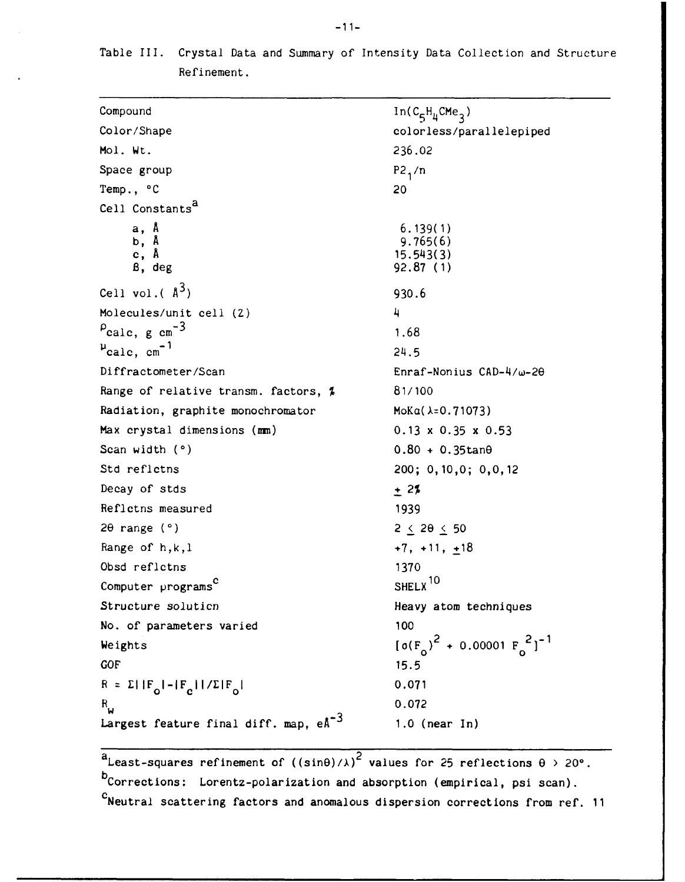Table III. Crystal Data and Summary of Intensity Data Collection and Structure Refinement.

| | |
|---|---|
| Compound | $In(C_5H_4CMe_3)$ |
| Color/Shape | colorless/parallelepiped |
| Mol. Wt. | 236.02 |
| Space group | $P2_1/n$ |
| Temp., °C | 20 |
| Cell Constants[a] | |
| a, Å | 6.139(1) |
| b, Å | 9.765(6) |
| c, Å | 15.543(3) |
| β, deg | 92.87 (1) |
| Cell vol.( $Å^3$) | 930.6 |
| Molecules/unit cell (Z) | 4 |
| $\rho_{calc}$, g $cm^{-3}$ | 1.68 |
| $\mu_{calc}$, $cm^{-1}$ | 24.5 |
| Diffractometer/Scan | Enraf-Nonius CAD-4/ω-2θ |
| Range of relative transm. factors, % | 81/100 |
| Radiation, graphite monochromator | MoKα(λ=0.71073) |
| Max crystal dimensions (mm) | 0.13 x 0.35 x 0.53 |
| Scan width (°) | 0.80 + 0.35tanθ |
| Std reflctns | 200; 0,10,0; 0,0,12 |
| Decay of stds | ± 2% |
| Reflctns measured | 1939 |
| 2θ range (°) | $2 \leq 2\theta \leq 50$ |
| Range of h,k,l | +7, +11, ±18 |
| Obsd reflctns | 1370 |
| Computer programs[c] | SHELX[10] |
| Structure solution | Heavy atom techniques |
| No. of parameters varied | 100 |
| Weights | $[\sigma(F_o)^2 + 0.00001\ F_o^2]^{-1}$ |
| GOF | 15.5 |
| $R = \Sigma \lvert \lvert F_o \rvert - \lvert F_c \rvert \rvert / \Sigma \lvert F_o \rvert$ | 0.071 |
| $R_w$ | 0.072 |
| Largest feature final diff. map, $eÅ^{-3}$ | 1.0 (near In) |

[a] Least-squares refinement of $((\sin\theta)/\lambda)^2$ values for 25 reflections θ > 20°.

[b] Corrections: Lorentz-polarization and absorption (empirical, psi scan).

[c] Neutral scattering factors and anomalous dispersion corrections from ref. 11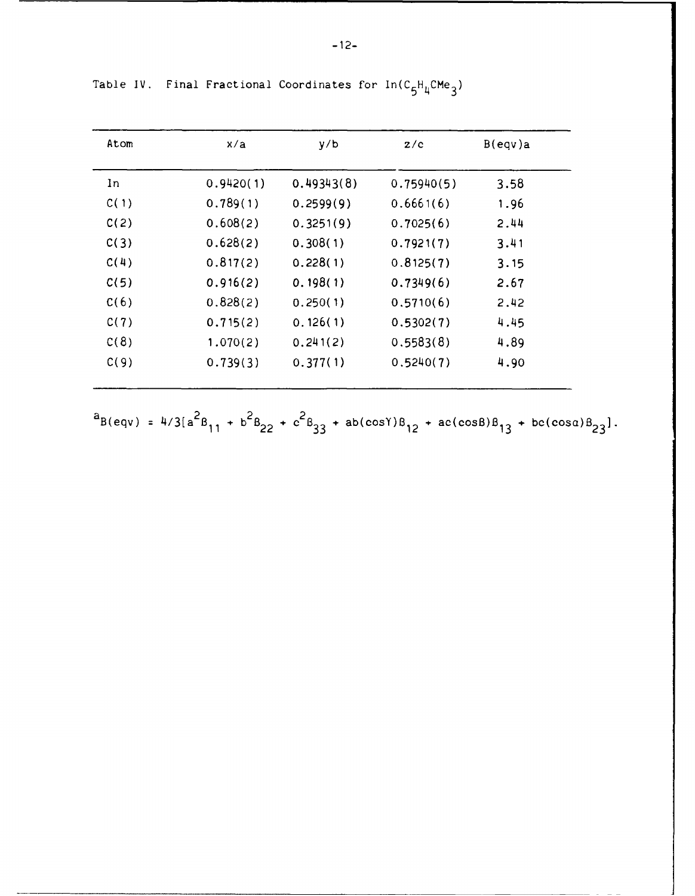Table IV. Final Fractional Coordinates for $In(C_5H_4CMe_3)$

| Atom | x/a | y/b | z/c | B(eqv)a |
|---|---|---|---|---|
| In | 0.9420(1) | 0.49343(8) | 0.75940(5) | 3.58 |
| C(1) | 0.789(1) | 0.2599(9) | 0.6661(6) | 1.96 |
| C(2) | 0.608(2) | 0.3251(9) | 0.7025(6) | 2.44 |
| C(3) | 0.628(2) | 0.308(1) | 0.7921(7) | 3.41 |
| C(4) | 0.817(2) | 0.228(1) | 0.8125(7) | 3.15 |
| C(5) | 0.916(2) | 0.198(1) | 0.7349(6) | 2.67 |
| C(6) | 0.828(2) | 0.250(1) | 0.5710(6) | 2.42 |
| C(7) | 0.715(2) | 0.126(1) | 0.5302(7) | 4.45 |
| C(8) | 1.070(2) | 0.241(2) | 0.5583(8) | 4.89 |
| C(9) | 0.739(3) | 0.377(1) | 0.5240(7) | 4.90 |

[a] $B(eqv) = 4/3[a^2\beta_{11} + b^2\beta_{22} + c^2\beta_{33} + ab(\cos\gamma)\beta_{12} + ac(\cos\beta)\beta_{13} + bc(\cos\alpha)\beta_{23}]$.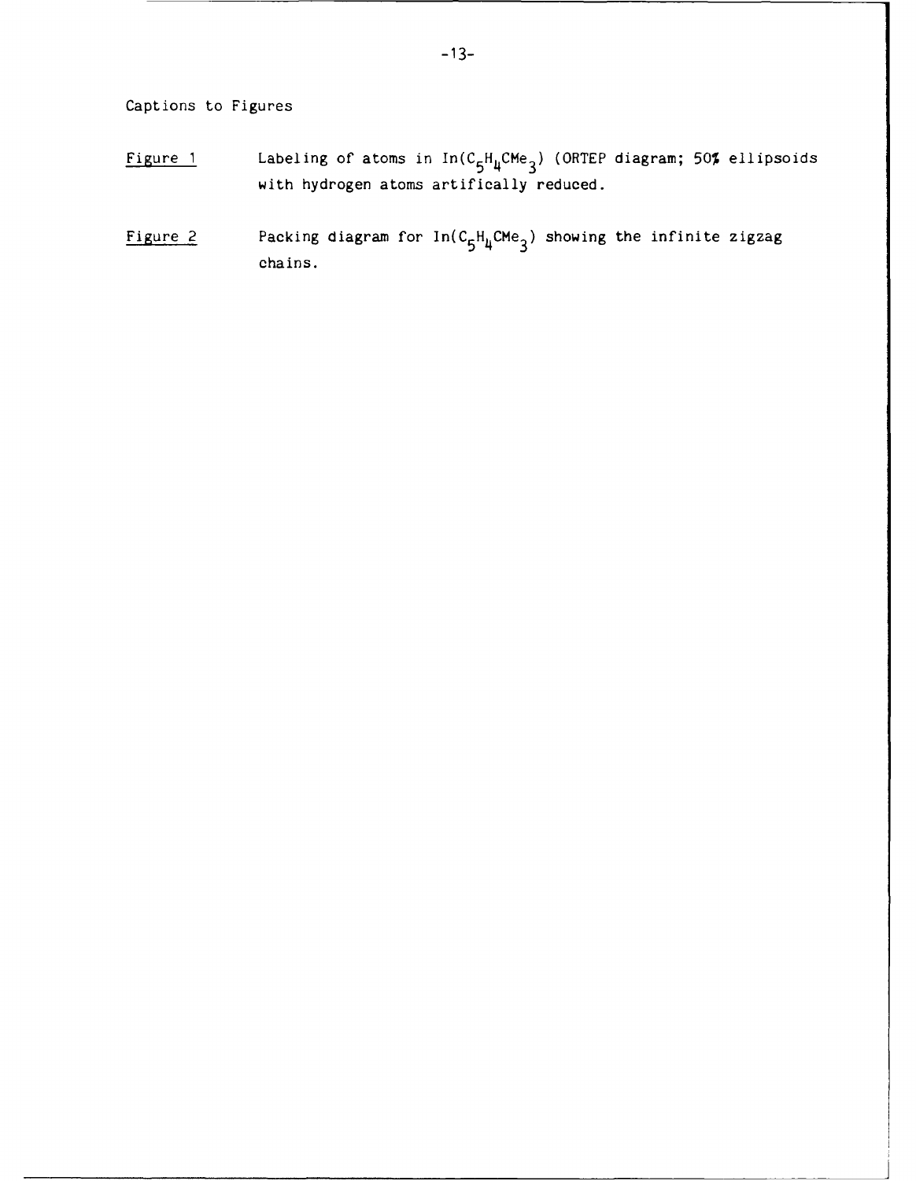Captions to Figures

Figure 1 Labeling of atoms in $In(C_5H_4CMe_3)$ (ORTEP diagram; 50% ellipsoids with hydrogen atoms artifically reduced.

Figure 2 Packing diagram for $In(C_5H_4CMe_3)$ showing the infinite zigzag chains.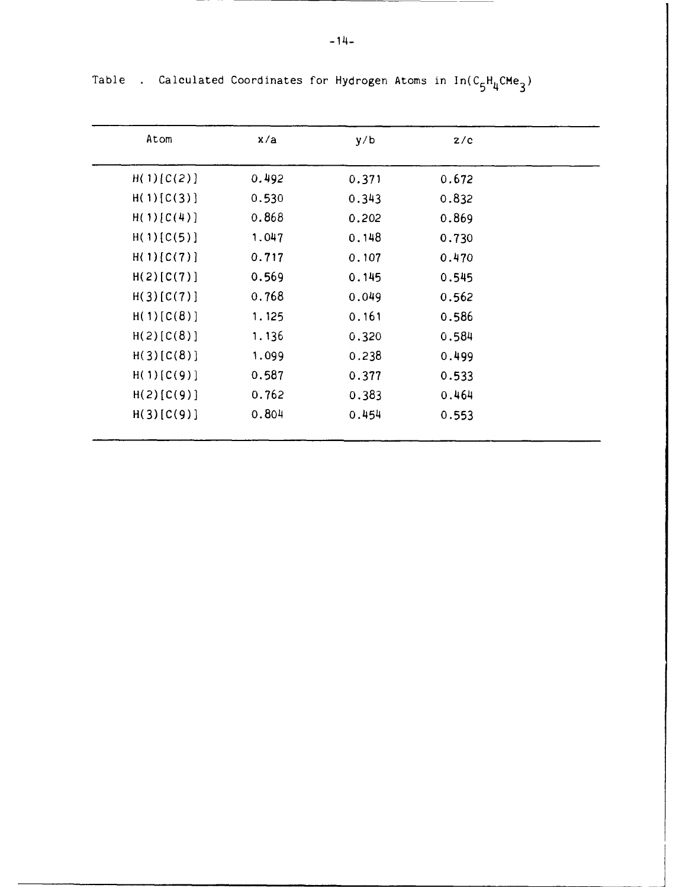Table . Calculated Coordinates for Hydrogen Atoms in $In(C_5H_4CMe_3)$

| Atom | x/a | y/b | z/c |
|---|---|---|---|
| H(1)[C(2)] | 0.492 | 0.371 | 0.672 |
| H(1)[C(3)] | 0.530 | 0.343 | 0.832 |
| H(1)[C(4)] | 0.868 | 0.202 | 0.869 |
| H(1)[C(5)] | 1.047 | 0.148 | 0.730 |
| H(1)[C(7)] | 0.717 | 0.107 | 0.470 |
| H(2)[C(7)] | 0.569 | 0.145 | 0.545 |
| H(3)[C(7)] | 0.768 | 0.049 | 0.562 |
| H(1)[C(8)] | 1.125 | 0.161 | 0.586 |
| H(2)[C(8)] | 1.136 | 0.320 | 0.584 |
| H(3)[C(8)] | 1.099 | 0.238 | 0.499 |
| H(1)[C(9)] | 0.587 | 0.377 | 0.533 |
| H(2)[C(9)] | 0.762 | 0.383 | 0.464 |
| H(3)[C(9)] | 0.804 | 0.454 | 0.553 |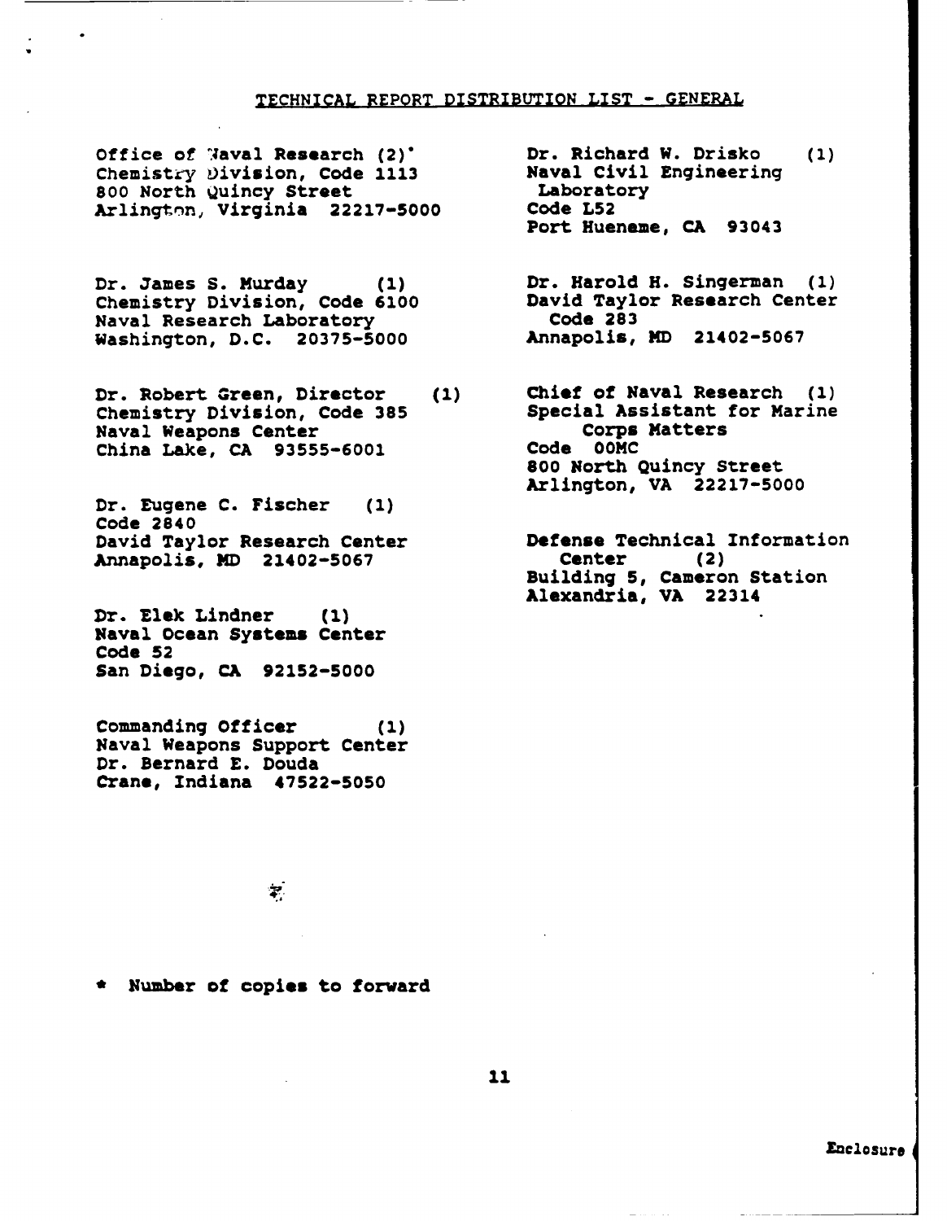TECHNICAL REPORT DISTRIBUTION LIST - GENERAL

Office of Naval Research (2)*
Chemistry Division, Code 1113
800 North Quincy Street
Arlington, Virginia 22217-5000

Dr. James S. Murday (1)
Chemistry Division, Code 6100
Naval Research Laboratory
Washington, D.C. 20375-5000

Dr. Robert Green, Director (1)
Chemistry Division, Code 385
Naval Weapons Center
China Lake, CA 93555-6001

Dr. Eugene C. Fischer (1)
Code 2840
David Taylor Research Center
Annapolis, MD 21402-5067

Dr. Elek Lindner (1)
Naval Ocean Systems Center
Code 52
San Diego, CA 92152-5000

Commanding Officer (1)
Naval Weapons Support Center
Dr. Bernard E. Douda
Crane, Indiana 47522-5050

Dr. Richard W. Drisko (1)
Naval Civil Engineering Laboratory
Code L52
Port Hueneme, CA 93043

Dr. Harold H. Singerman (1)
David Taylor Research Center
Code 283
Annapolis, MD 21402-5067

Chief of Naval Research (1)
Special Assistant for Marine Corps Matters
Code 00MC
800 North Quincy Street
Arlington, VA 22217-5000

Defense Technical Information Center (2)
Building 5, Cameron Station
Alexandria, VA 22314

* Number of copies to forward

Enclosure